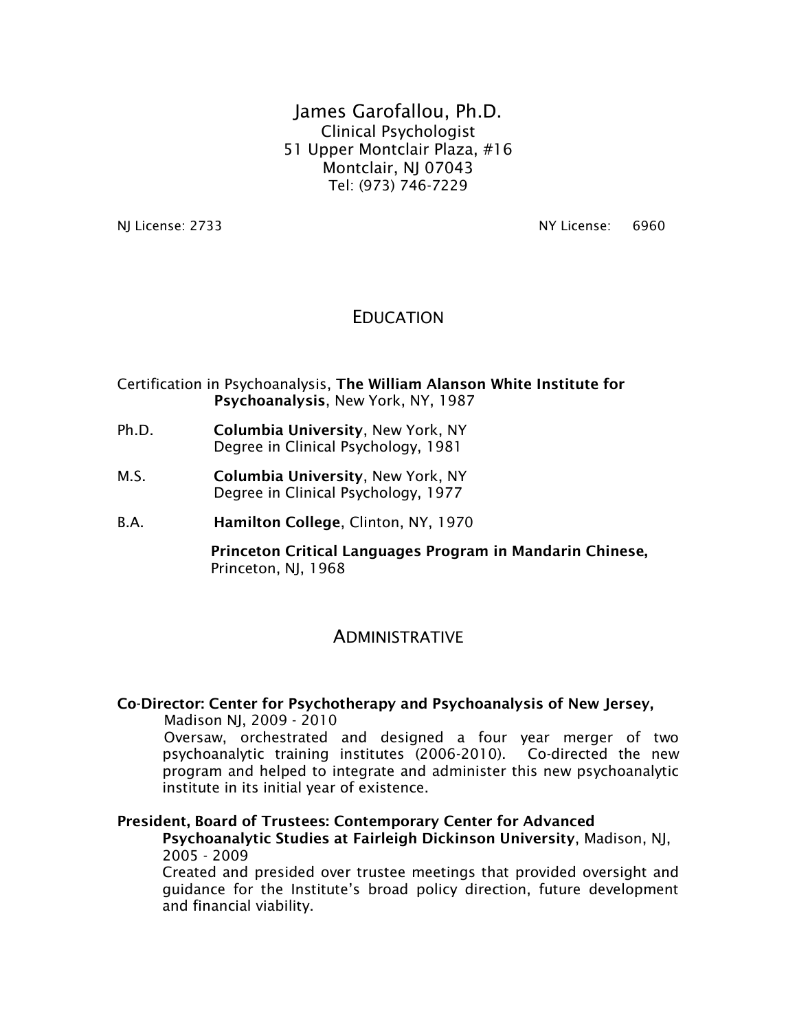# James Garofallou, Ph.D.

Clinical Psychologist
51 Upper Montclair Plaza, #16
Montclair, NJ 07043
Tel: (973) 746-7229

NJ License: 2733 NY License: 6960

## EDUCATION

Certification in Psychoanalysis, **The William Alanson White Institute for Psychoanalysis**, New York, NY, 1987

Ph.D. **Columbia University**, New York, NY
Degree in Clinical Psychology, 1981

M.S. **Columbia University**, New York, NY
Degree in Clinical Psychology, 1977

B.A. **Hamilton College**, Clinton, NY, 1970

**Princeton Critical Languages Program in Mandarin Chinese,** Princeton, NJ, 1968

## ADMINISTRATIVE

**Co-Director: Center for Psychotherapy and Psychoanalysis of New Jersey,** Madison NJ, 2009 - 2010

Oversaw, orchestrated and designed a four year merger of two psychoanalytic training institutes (2006-2010). Co-directed the new program and helped to integrate and administer this new psychoanalytic institute in its initial year of existence.

**President, Board of Trustees: Contemporary Center for Advanced Psychoanalytic Studies at Fairleigh Dickinson University**, Madison, NJ, 2005 - 2009

Created and presided over trustee meetings that provided oversight and guidance for the Institute's broad policy direction, future development and financial viability.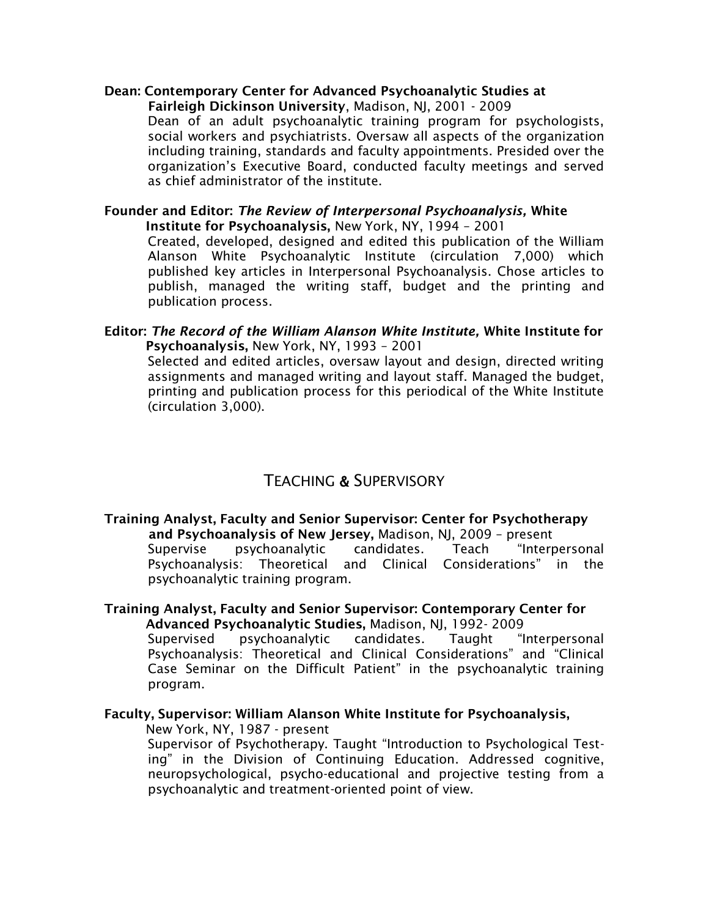**Dean: Contemporary Center for Advanced Psychoanalytic Studies at Fairleigh Dickinson University**, Madison, NJ, 2001 - 2009

Dean of an adult psychoanalytic training program for psychologists, social workers and psychiatrists. Oversaw all aspects of the organization including training, standards and faculty appointments. Presided over the organization's Executive Board, conducted faculty meetings and served as chief administrator of the institute.

**Founder and Editor: *The Review of Interpersonal Psychoanalysis,* White Institute for Psychoanalysis,** New York, NY, 1994 – 2001

Created, developed, designed and edited this publication of the William Alanson White Psychoanalytic Institute (circulation 7,000) which published key articles in Interpersonal Psychoanalysis. Chose articles to publish, managed the writing staff, budget and the printing and publication process.

**Editor: *The Record of the William Alanson White Institute,* White Institute for Psychoanalysis,** New York, NY, 1993 – 2001

Selected and edited articles, oversaw layout and design, directed writing assignments and managed writing and layout staff. Managed the budget, printing and publication process for this periodical of the White Institute (circulation 3,000).

## TEACHING & SUPERVISORY

**Training Analyst, Faculty and Senior Supervisor: Center for Psychotherapy and Psychoanalysis of New Jersey,** Madison, NJ, 2009 – present

Supervise psychoanalytic candidates. Teach "Interpersonal Psychoanalysis: Theoretical and Clinical Considerations" in the psychoanalytic training program.

**Training Analyst, Faculty and Senior Supervisor: Contemporary Center for Advanced Psychoanalytic Studies,** Madison, NJ, 1992- 2009

Supervised psychoanalytic candidates. Taught "Interpersonal Psychoanalysis: Theoretical and Clinical Considerations" and "Clinical Case Seminar on the Difficult Patient" in the psychoanalytic training program.

**Faculty, Supervisor: William Alanson White Institute for Psychoanalysis,** New York, NY, 1987 - present

Supervisor of Psychotherapy. Taught "Introduction to Psychological Testing" in the Division of Continuing Education. Addressed cognitive, neuropsychological, psycho-educational and projective testing from a psychoanalytic and treatment-oriented point of view.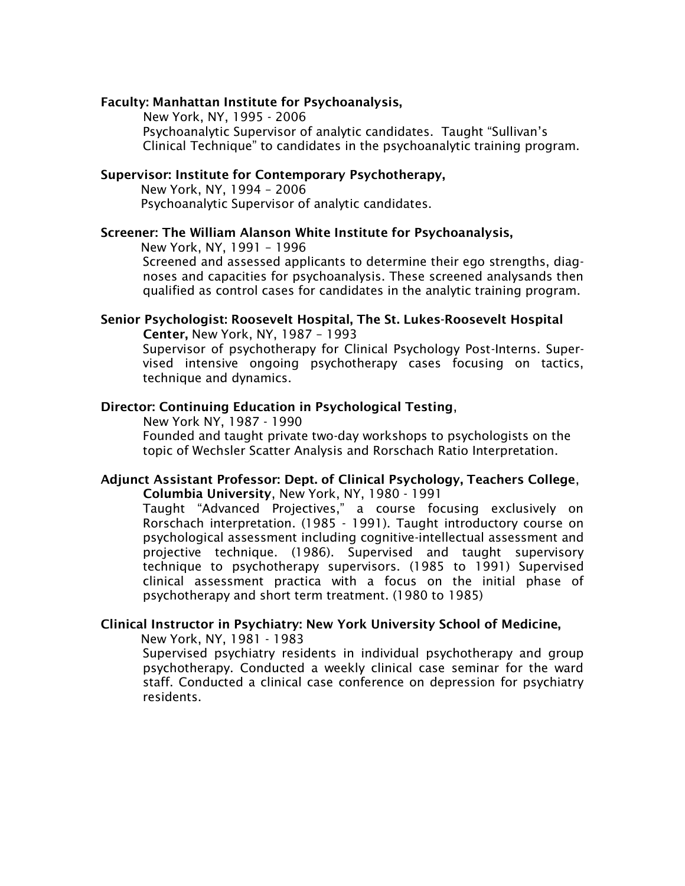**Faculty: Manhattan Institute for Psychoanalysis,**
New York, NY, 1995 - 2006
Psychoanalytic Supervisor of analytic candidates. Taught "Sullivan's Clinical Technique" to candidates in the psychoanalytic training program.

**Supervisor: Institute for Contemporary Psychotherapy,**
New York, NY, 1994 – 2006
Psychoanalytic Supervisor of analytic candidates.

**Screener: The William Alanson White Institute for Psychoanalysis,**
New York, NY, 1991 – 1996
Screened and assessed applicants to determine their ego strengths, diagnoses and capacities for psychoanalysis. These screened analysands then qualified as control cases for candidates in the analytic training program.

**Senior Psychologist: Roosevelt Hospital, The St. Lukes-Roosevelt Hospital Center,** New York, NY, 1987 – 1993
Supervisor of psychotherapy for Clinical Psychology Post-Interns. Supervised intensive ongoing psychotherapy cases focusing on tactics, technique and dynamics.

**Director: Continuing Education in Psychological Testing**,
New York NY, 1987 - 1990
Founded and taught private two-day workshops to psychologists on the topic of Wechsler Scatter Analysis and Rorschach Ratio Interpretation.

**Adjunct Assistant Professor: Dept. of Clinical Psychology, Teachers College**, **Columbia University**, New York, NY, 1980 - 1991
Taught "Advanced Projectives," a course focusing exclusively on Rorschach interpretation. (1985 - 1991). Taught introductory course on psychological assessment including cognitive-intellectual assessment and projective technique. (1986). Supervised and taught supervisory technique to psychotherapy supervisors. (1985 to 1991) Supervised clinical assessment practica with a focus on the initial phase of psychotherapy and short term treatment. (1980 to 1985)

**Clinical Instructor in Psychiatry: New York University School of Medicine,**
New York, NY, 1981 - 1983
Supervised psychiatry residents in individual psychotherapy and group psychotherapy. Conducted a weekly clinical case seminar for the ward staff. Conducted a clinical case conference on depression for psychiatry residents.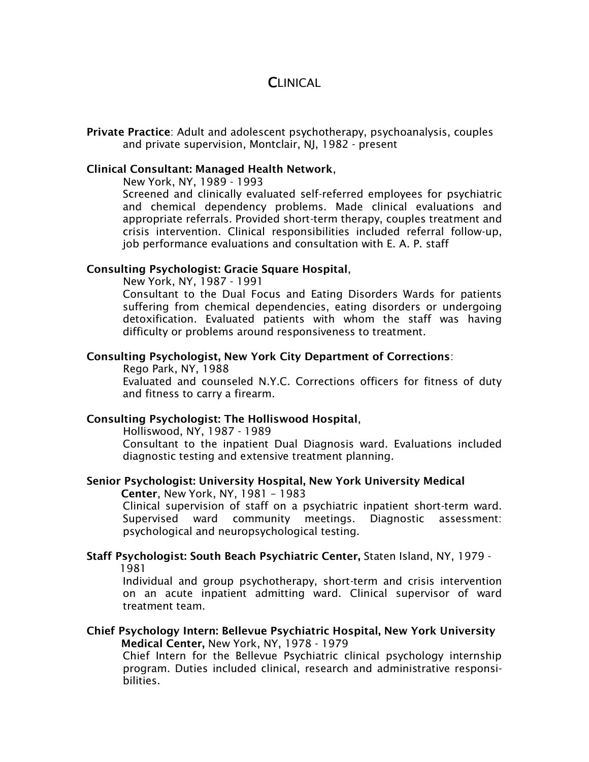## Clinical

**Private Practice**: Adult and adolescent psychotherapy, psychoanalysis, couples and private supervision, Montclair, NJ, 1982 - present

**Clinical Consultant: Managed Health Network**, New York, NY, 1989 - 1993

Screened and clinically evaluated self-referred employees for psychiatric and chemical dependency problems. Made clinical evaluations and appropriate referrals. Provided short-term therapy, couples treatment and crisis intervention. Clinical responsibilities included referral follow-up, job performance evaluations and consultation with E. A. P. staff

**Consulting Psychologist: Gracie Square Hospital**, New York, NY, 1987 - 1991

Consultant to the Dual Focus and Eating Disorders Wards for patients suffering from chemical dependencies, eating disorders or undergoing detoxification. Evaluated patients with whom the staff was having difficulty or problems around responsiveness to treatment.

**Consulting Psychologist, New York City Department of Corrections**: Rego Park, NY, 1988

Evaluated and counseled N.Y.C. Corrections officers for fitness of duty and fitness to carry a firearm.

**Consulting Psychologist: The Holliswood Hospital**, Holliswood, NY, 1987 - 1989

Consultant to the inpatient Dual Diagnosis ward. Evaluations included diagnostic testing and extensive treatment planning.

**Senior Psychologist: University Hospital, New York University Medical Center**, New York, NY, 1981 – 1983

Clinical supervision of staff on a psychiatric inpatient short-term ward. Supervised ward community meetings. Diagnostic assessment: psychological and neuropsychological testing.

**Staff Psychologist: South Beach Psychiatric Center,** Staten Island, NY, 1979 - 1981

Individual and group psychotherapy, short-term and crisis intervention on an acute inpatient admitting ward. Clinical supervisor of ward treatment team.

**Chief Psychology Intern: Bellevue Psychiatric Hospital, New York University Medical Center,** New York, NY, 1978 - 1979

Chief Intern for the Bellevue Psychiatric clinical psychology internship program. Duties included clinical, research and administrative responsibilities.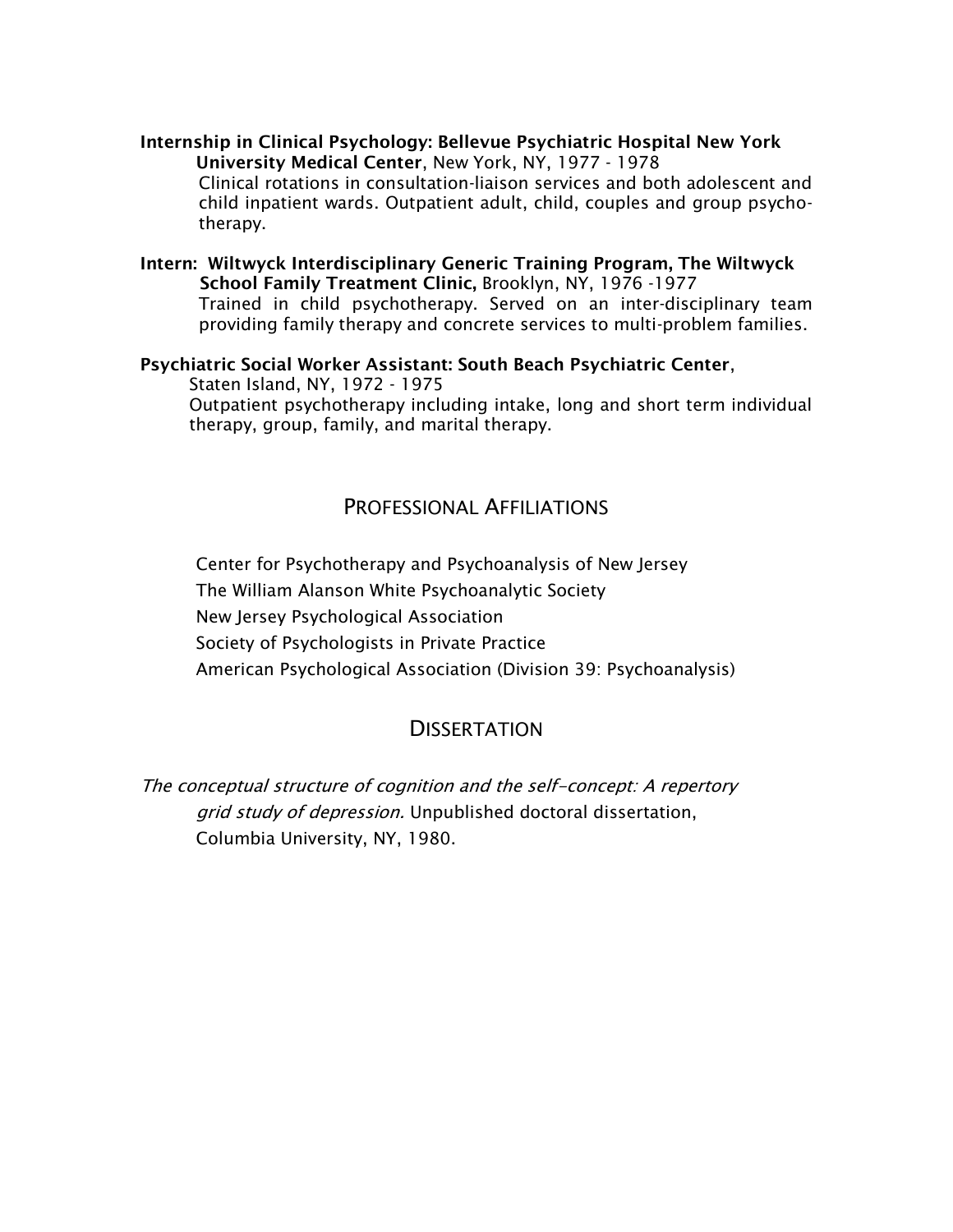**Internship in Clinical Psychology: Bellevue Psychiatric Hospital New York University Medical Center**, New York, NY, 1977 - 1978

Clinical rotations in consultation-liaison services and both adolescent and child inpatient wards. Outpatient adult, child, couples and group psychotherapy.

**Intern: Wiltwyck Interdisciplinary Generic Training Program, The Wiltwyck School Family Treatment Clinic,** Brooklyn, NY, 1976 -1977

Trained in child psychotherapy. Served on an inter-disciplinary team providing family therapy and concrete services to multi-problem families.

**Psychiatric Social Worker Assistant: South Beach Psychiatric Center**, Staten Island, NY, 1972 - 1975

Outpatient psychotherapy including intake, long and short term individual therapy, group, family, and marital therapy.

## Professional Affiliations

Center for Psychotherapy and Psychoanalysis of New Jersey

The William Alanson White Psychoanalytic Society

New Jersey Psychological Association

Society of Psychologists in Private Practice

American Psychological Association (Division 39: Psychoanalysis)

## Dissertation

*The conceptual structure of cognition and the self-concept: A repertory grid study of depression.* Unpublished doctoral dissertation, Columbia University, NY, 1980.